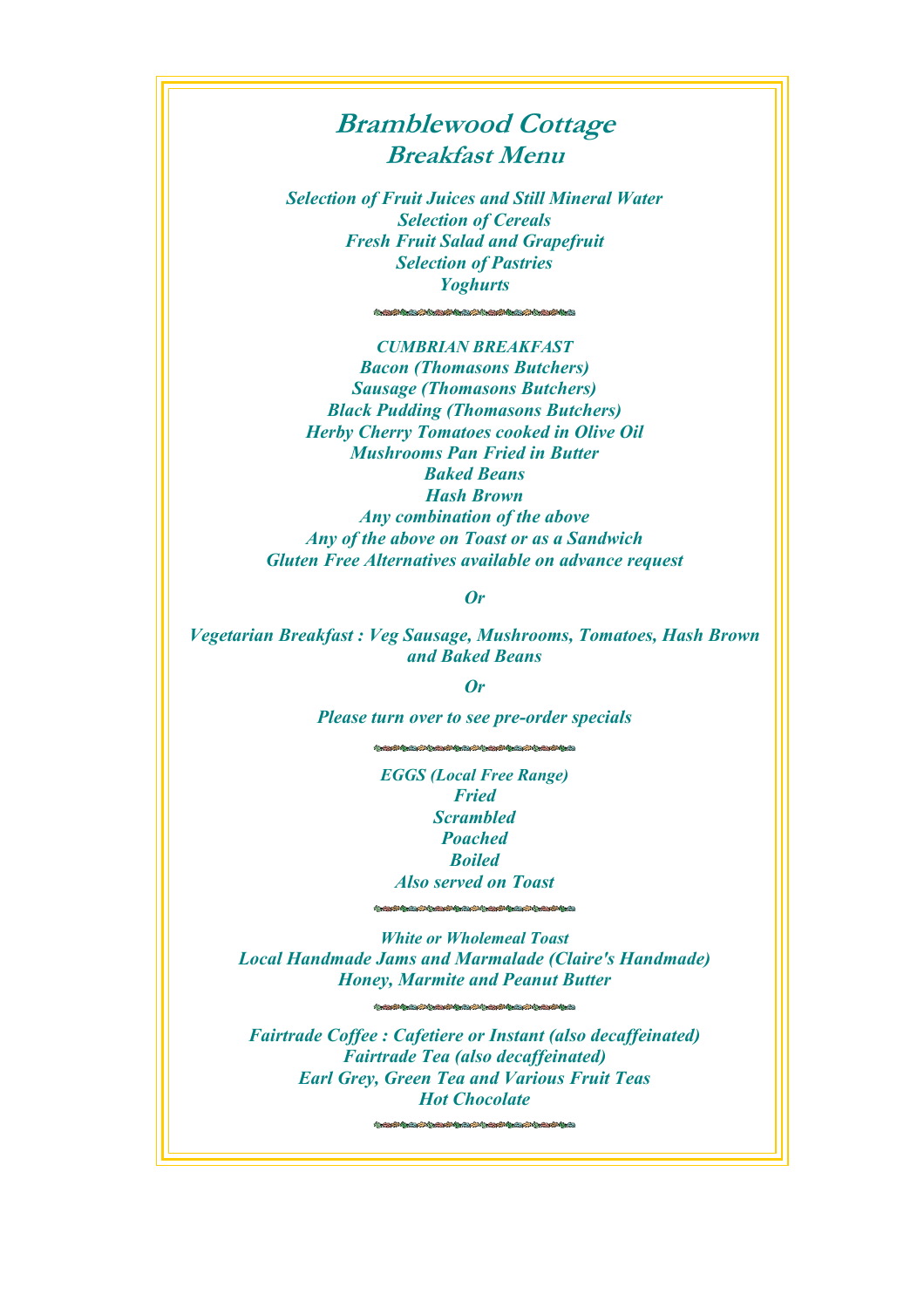# Bramblewood Cottage
## Breakfast Menu

*Selection of Fruit Juices and Still Mineral Water*
*Selection of Cereals*
*Fresh Fruit Salad and Grapefruit*
*Selection of Pastries*
*Yoghurts*

---

*CUMBRIAN BREAKFAST*
*Bacon (Thomasons Butchers)*
*Sausage (Thomasons Butchers)*
*Black Pudding (Thomasons Butchers)*
*Herby Cherry Tomatoes cooked in Olive Oil*
*Mushrooms Pan Fried in Butter*
*Baked Beans*
*Hash Brown*
*Any combination of the above*
*Any of the above on Toast or as a Sandwich*
*Gluten Free Alternatives available on advance request*

*Or*

*Vegetarian Breakfast : Veg Sausage, Mushrooms, Tomatoes, Hash Brown and Baked Beans*

*Or*

*Please turn over to see pre-order specials*

---

*EGGS (Local Free Range)*
*Fried*
*Scrambled*
*Poached*
*Boiled*
*Also served on Toast*

---

*White or Wholemeal Toast*
*Local Handmade Jams and Marmalade (Claire's Handmade)*
*Honey, Marmite and Peanut Butter*

---

*Fairtrade Coffee : Cafetiere or Instant (also decaffeinated)*
*Fairtrade Tea (also decaffeinated)*
*Earl Grey, Green Tea and Various Fruit Teas*
*Hot Chocolate*

---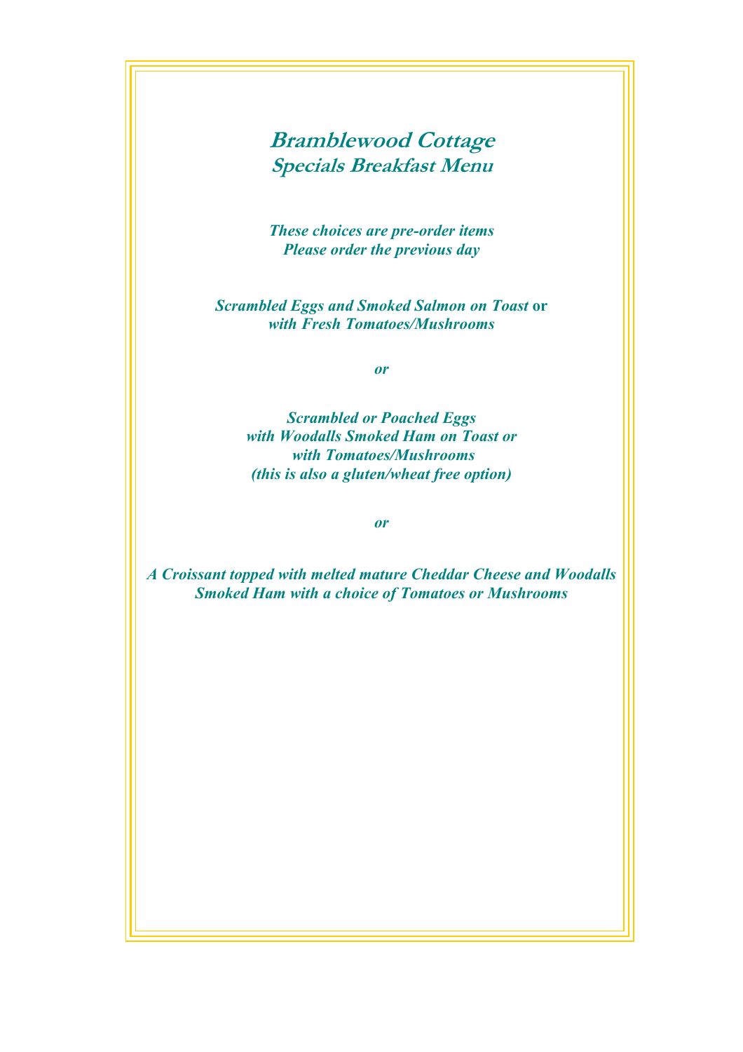# *Bramblewood Cottage*
## *Specials Breakfast Menu*

***These choices are pre-order items***
***Please order the previous day***

***Scrambled Eggs and Smoked Salmon on Toast*** **or**
***with Fresh Tomatoes/Mushrooms***

***or***

***Scrambled or Poached Eggs***
***with Woodalls Smoked Ham on Toast or***
***with Tomatoes/Mushrooms***
***(this is also a gluten/wheat free option)***

***or***

***A Croissant topped with melted mature Cheddar Cheese and Woodalls Smoked Ham with a choice of Tomatoes or Mushrooms***